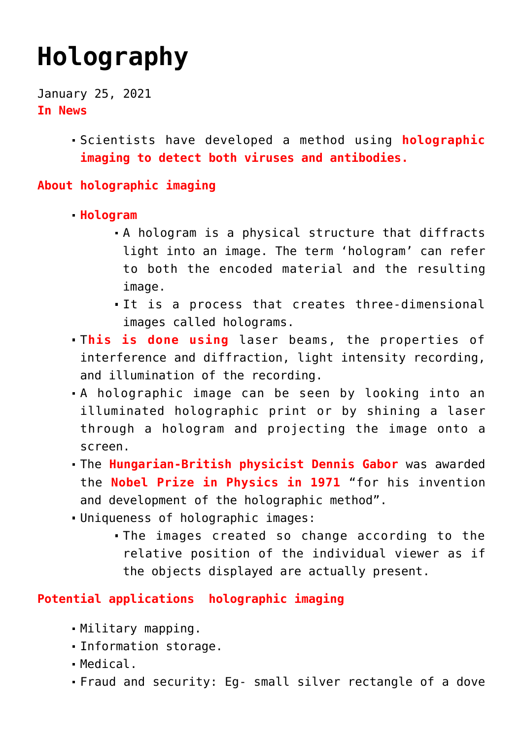# Holography

January 25, 2021

**In News**

- Scientists have developed a method using **holographic imaging to detect both viruses and antibodies.**

**About holographic imaging**

- **Hologram**
  - A hologram is a physical structure that diffracts light into an image. The term 'hologram' can refer to both the encoded material and the resulting image.
  - It is a process that creates three-dimensional images called holograms.
- T**his is done using** laser beams, the properties of interference and diffraction, light intensity recording, and illumination of the recording.
- A holographic image can be seen by looking into an illuminated holographic print or by shining a laser through a hologram and projecting the image onto a screen.
- The **Hungarian-British physicist Dennis Gabor** was awarded the **Nobel Prize in Physics in 1971** "for his invention and development of the holographic method".
- Uniqueness of holographic images:
  - The images created so change according to the relative position of the individual viewer as if the objects displayed are actually present.

**Potential applications holographic imaging**

- Military mapping.
- Information storage.
- Medical.
- Fraud and security: Eg- small silver rectangle of a dove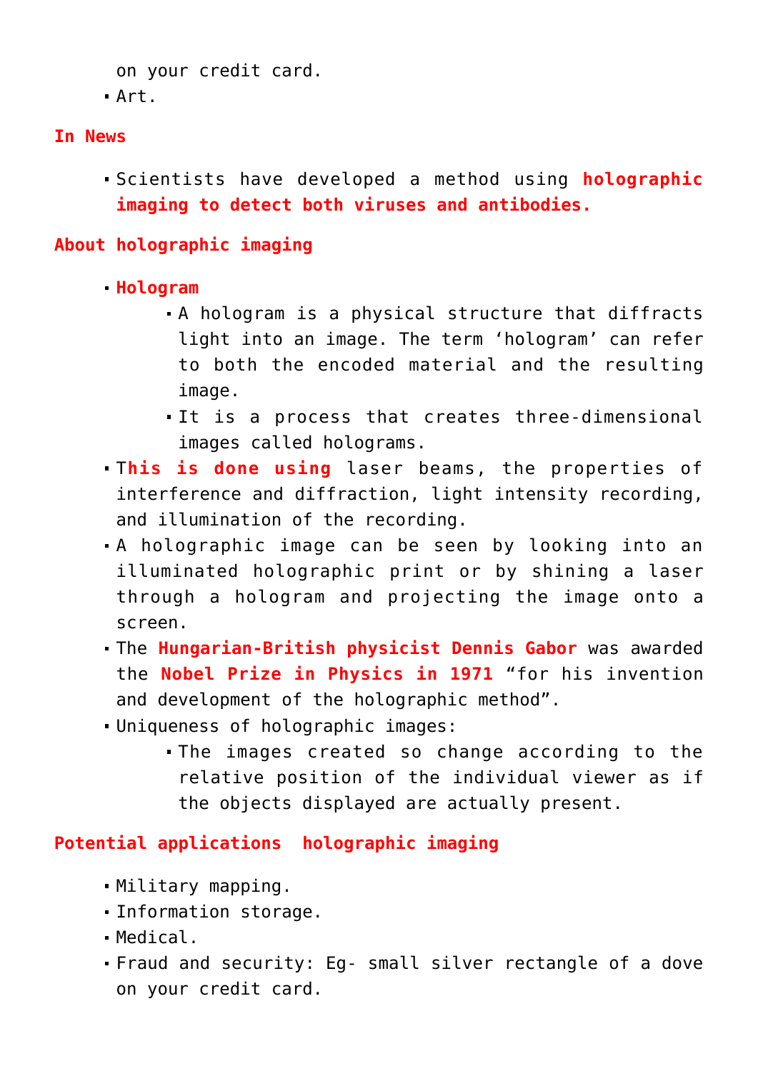on your credit card.
  - Art.

**In News**

- Scientists have developed a method using **holographic imaging to detect both viruses and antibodies.**

**About holographic imaging**

- **Hologram**
  - A hologram is a physical structure that diffracts light into an image. The term 'hologram' can refer to both the encoded material and the resulting image.
  - It is a process that creates three-dimensional images called holograms.
- **This is done using** laser beams, the properties of interference and diffraction, light intensity recording, and illumination of the recording.
- A holographic image can be seen by looking into an illuminated holographic print or by shining a laser through a hologram and projecting the image onto a screen.
- The **Hungarian-British physicist Dennis Gabor** was awarded the **Nobel Prize in Physics in 1971** "for his invention and development of the holographic method".
- Uniqueness of holographic images:
  - The images created so change according to the relative position of the individual viewer as if the objects displayed are actually present.

**Potential applications holographic imaging**

- Military mapping.
- Information storage.
- Medical.
- Fraud and security: Eg- small silver rectangle of a dove on your credit card.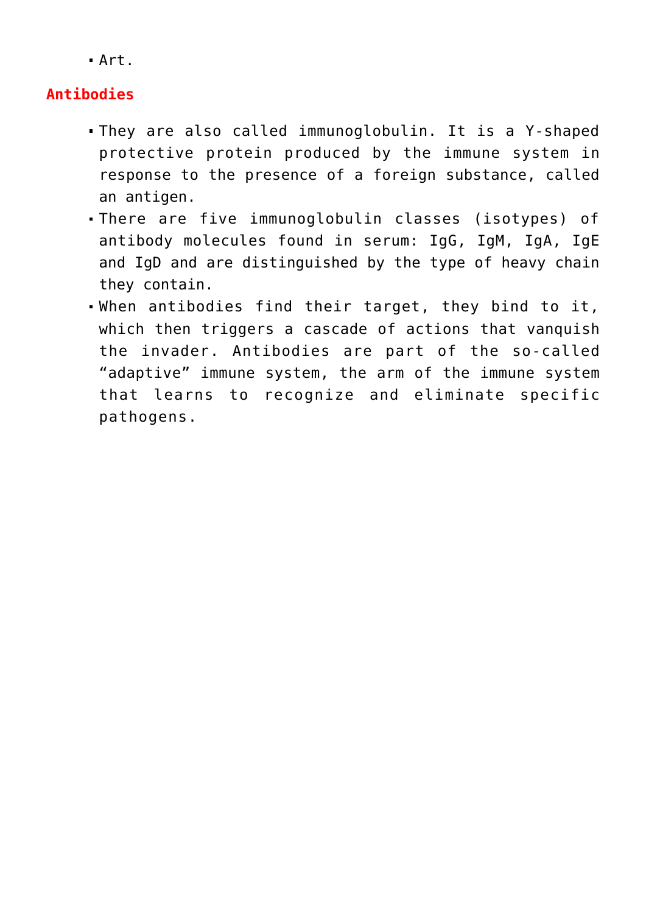- Art.

## Antibodies

- They are also called immunoglobulin. It is a Y-shaped protective protein produced by the immune system in response to the presence of a foreign substance, called an antigen.
- There are five immunoglobulin classes (isotypes) of antibody molecules found in serum: IgG, IgM, IgA, IgE and IgD and are distinguished by the type of heavy chain they contain.
- When antibodies find their target, they bind to it, which then triggers a cascade of actions that vanquish the invader. Antibodies are part of the so-called “adaptive” immune system, the arm of the immune system that learns to recognize and eliminate specific pathogens.